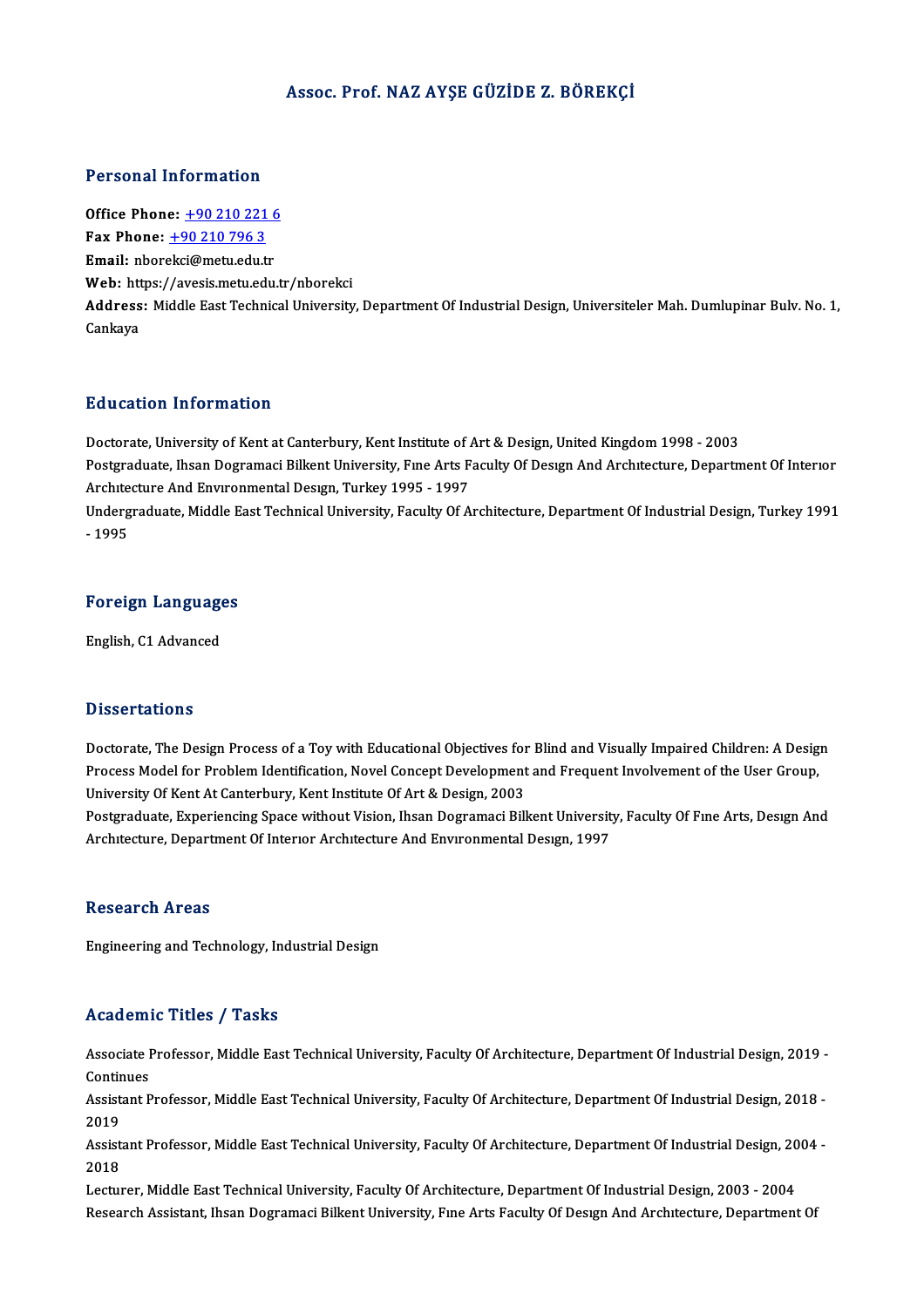# Assoc. Prof. NAZ AYŞE GÜZİDE Z. BÖREKÇİ

## Personal Information

**Office Phone:** +90 210 221 6
**Fax Phone:** +90 210 796 3
**Email:** nborekci@metu.edu.tr
**Web:** https://avesis.metu.edu.tr/nborekci
**Address:** Middle East Technical University, Department Of Industrial Design, Universiteler Mah. Dumlupinar Bulv. No. 1, Cankaya

## Education Information

Doctorate, University of Kent at Canterbury, Kent Institute of Art & Design, United Kingdom 1998 - 2003
Postgraduate, Ihsan Dogramaci Bilkent University, Fıne Arts Faculty Of Desıgn And Archıtecture, Department Of Interıor Archıtecture And Envıronmental Desıgn, Turkey 1995 - 1997
Undergraduate, Middle East Technical University, Faculty Of Architecture, Department Of Industrial Design, Turkey 1991 - 1995

## Foreign Languages

English, C1 Advanced

## Dissertations

Doctorate, The Design Process of a Toy with Educational Objectives for Blind and Visually Impaired Children: A Design Process Model for Problem Identification, Novel Concept Development and Frequent Involvement of the User Group, University Of Kent At Canterbury, Kent Institute Of Art & Design, 2003
Postgraduate, Experiencing Space without Vision, Ihsan Dogramaci Bilkent University, Faculty Of Fıne Arts, Desıgn And Archıtecture, Department Of Interıor Archıtecture And Envıronmental Desıgn, 1997

## Research Areas

Engineering and Technology, Industrial Design

## Academic Titles / Tasks

Associate Professor, Middle East Technical University, Faculty Of Architecture, Department Of Industrial Design, 2019 - Continues
Assistant Professor, Middle East Technical University, Faculty Of Architecture, Department Of Industrial Design, 2018 - 2019
Assistant Professor, Middle East Technical University, Faculty Of Architecture, Department Of Industrial Design, 2004 - 2018
Lecturer, Middle East Technical University, Faculty Of Architecture, Department Of Industrial Design, 2003 - 2004
Research Assistant, Ihsan Dogramaci Bilkent University, Fıne Arts Faculty Of Desıgn And Archıtecture, Department Of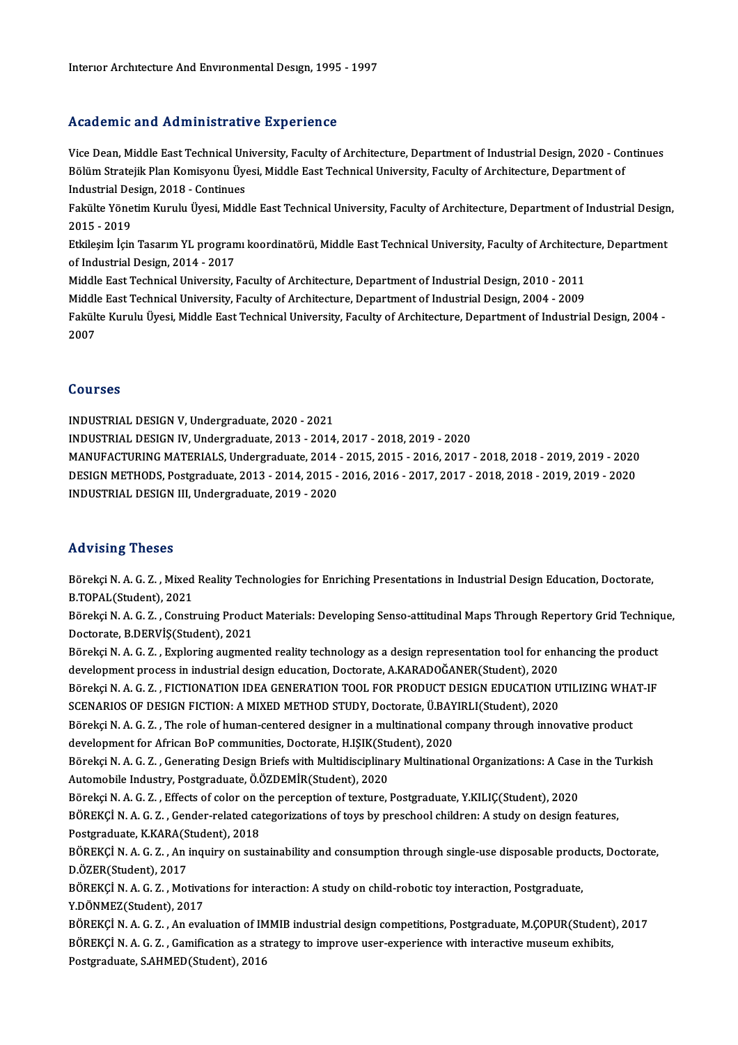Interıor Archıtecture And Envıronmental Desıgn, 1995 - 1997

## Academic and Administrative Experience

Vice Dean, Middle East Technical University, Faculty of Architecture, Department of Industrial Design, 2020 - Continues
Bölüm Stratejik Plan Komisyonu Üyesi, Middle East Technical University, Faculty of Architecture, Department of Industrial Design, 2018 - Continues
Fakülte Yönetim Kurulu Üyesi, Middle East Technical University, Faculty of Architecture, Department of Industrial Design, 2015 - 2019
Etkileşim İçin Tasarım YL programı koordinatörü, Middle East Technical University, Faculty of Architecture, Department of Industrial Design, 2014 - 2017
Middle East Technical University, Faculty of Architecture, Department of Industrial Design, 2010 - 2011
Middle East Technical University, Faculty of Architecture, Department of Industrial Design, 2004 - 2009
Fakülte Kurulu Üyesi, Middle East Technical University, Faculty of Architecture, Department of Industrial Design, 2004 - 2007

## Courses

INDUSTRIAL DESIGN V, Undergraduate, 2020 - 2021
INDUSTRIAL DESIGN IV, Undergraduate, 2013 - 2014, 2017 - 2018, 2019 - 2020
MANUFACTURING MATERIALS, Undergraduate, 2014 - 2015, 2015 - 2016, 2017 - 2018, 2018 - 2019, 2019 - 2020
DESIGN METHODS, Postgraduate, 2013 - 2014, 2015 - 2016, 2016 - 2017, 2017 - 2018, 2018 - 2019, 2019 - 2020
INDUSTRIAL DESIGN III, Undergraduate, 2019 - 2020

## Advising Theses

Börekçi N. A. G. Z. , Mixed Reality Technologies for Enriching Presentations in Industrial Design Education, Doctorate, B.TOPAL(Student), 2021
Börekçi N. A. G. Z. , Construing Product Materials: Developing Senso-attitudinal Maps Through Repertory Grid Technique, Doctorate, B.DERVİŞ(Student), 2021
Börekçi N. A. G. Z. , Exploring augmented reality technology as a design representation tool for enhancing the product development process in industrial design education, Doctorate, A.KARADOĞANER(Student), 2020
Börekçi N. A. G. Z. , FICTIONATION IDEA GENERATION TOOL FOR PRODUCT DESIGN EDUCATION UTILIZING WHAT-IF SCENARIOS OF DESIGN FICTION: A MIXED METHOD STUDY, Doctorate, Ü.BAYIRLI(Student), 2020
Börekçi N. A. G. Z. , The role of human-centered designer in a multinational company through innovative product development for African BoP communities, Doctorate, H.IŞIK(Student), 2020
Börekçi N. A. G. Z. , Generating Design Briefs with Multidisciplinary Multinational Organizations: A Case in the Turkish Automobile Industry, Postgraduate, Ö.ÖZDEMİR(Student), 2020
Börekçi N. A. G. Z. , Effects of color on the perception of texture, Postgraduate, Y.KILIÇ(Student), 2020
BÖREKÇİ N. A. G. Z. , Gender-related categorizations of toys by preschool children: A study on design features, Postgraduate, K.KARA(Student), 2018
BÖREKÇİ N. A. G. Z. , An inquiry on sustainability and consumption through single-use disposable products, Doctorate, D.ÖZER(Student), 2017
BÖREKÇİ N. A. G. Z. , Motivations for interaction: A study on child-robotic toy interaction, Postgraduate, Y.DÖNMEZ(Student), 2017
BÖREKÇİ N. A. G. Z. , An evaluation of IMMIB industrial design competitions, Postgraduate, M.ÇOPUR(Student), 2017
BÖREKÇİ N. A. G. Z. , Gamification as a strategy to improve user-experience with interactive museum exhibits, Postgraduate, S.AHMED(Student), 2016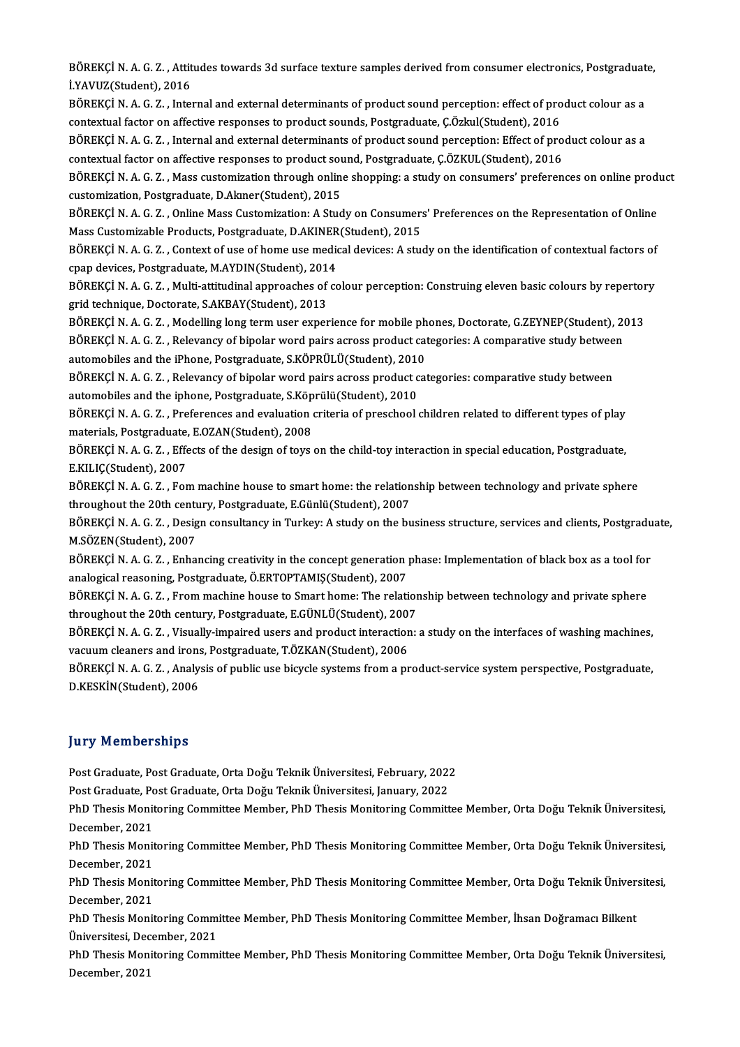BÖREKÇİ N. A. G. Z. , Attitudes towards 3d surface texture samples derived from consumer electronics, Postgraduate, İ.YAVUZ(Student), 2016

BÖREKÇİ N. A. G. Z. , Internal and external determinants of product sound perception: effect of product colour as a contextual factor on affective responses to product sounds, Postgraduate, Ç.Özkul(Student), 2016

BÖREKÇİ N. A. G. Z. , Internal and external determinants of product sound perception: Effect of product colour as a contextual factor on affective responses to product sound, Postgraduate, Ç.ÖZKUL(Student), 2016

BÖREKÇİ N. A. G. Z. , Mass customization through online shopping: a study on consumers' preferences on online product customization, Postgraduate, D.Akıner(Student), 2015

BÖREKÇİ N. A. G. Z. , Online Mass Customization: A Study on Consumers' Preferences on the Representation of Online Mass Customizable Products, Postgraduate, D.AKINER(Student), 2015

BÖREKÇİ N. A. G. Z. , Context of use of home use medical devices: A study on the identification of contextual factors of cpap devices, Postgraduate, M.AYDIN(Student), 2014

BÖREKÇİ N. A. G. Z. , Multi-attitudinal approaches of colour perception: Construing eleven basic colours by repertory grid technique, Doctorate, S.AKBAY(Student), 2013

BÖREKÇİ N. A. G. Z. , Modelling long term user experience for mobile phones, Doctorate, G.ZEYNEP(Student), 2013

BÖREKÇİ N. A. G. Z. , Relevancy of bipolar word pairs across product categories: A comparative study between automobiles and the iPhone, Postgraduate, S.KÖPRÜLÜ(Student), 2010

BÖREKÇİ N. A. G. Z. , Relevancy of bipolar word pairs across product categories: comparative study between automobiles and the iphone, Postgraduate, S.Köprülü(Student), 2010

BÖREKÇİ N. A. G. Z. , Preferences and evaluation criteria of preschool children related to different types of play materials, Postgraduate, E.OZAN(Student), 2008

BÖREKÇİ N. A. G. Z. , Effects of the design of toys on the child-toy interaction in special education, Postgraduate, E.KILIÇ(Student), 2007

BÖREKÇİ N. A. G. Z. , Fom machine house to smart home: the relationship between technology and private sphere throughout the 20th century, Postgraduate, E.Günlü(Student), 2007

BÖREKÇİ N. A. G. Z. , Design consultancy in Turkey: A study on the business structure, services and clients, Postgraduate, M.SÖZEN(Student), 2007

BÖREKÇİ N. A. G. Z. , Enhancing creativity in the concept generation phase: Implementation of black box as a tool for analogical reasoning, Postgraduate, Ö.ERTOPTAMIŞ(Student), 2007

BÖREKÇİ N. A. G. Z. , From machine house to Smart home: The relationship between technology and private sphere throughout the 20th century, Postgraduate, E.GÜNLÜ(Student), 2007

BÖREKÇİ N. A. G. Z. , Visually-impaired users and product interaction: a study on the interfaces of washing machines, vacuum cleaners and irons, Postgraduate, T.ÖZKAN(Student), 2006

BÖREKÇİ N. A. G. Z. , Analysis of public use bicycle systems from a product-service system perspective, Postgraduate, D.KESKİN(Student), 2006

## Jury Memberships

Post Graduate, Post Graduate, Orta Doğu Teknik Üniversitesi, February, 2022

Post Graduate, Post Graduate, Orta Doğu Teknik Üniversitesi, January, 2022

PhD Thesis Monitoring Committee Member, PhD Thesis Monitoring Committee Member, Orta Doğu Teknik Üniversitesi, December, 2021

PhD Thesis Monitoring Committee Member, PhD Thesis Monitoring Committee Member, Orta Doğu Teknik Üniversitesi, December, 2021

PhD Thesis Monitoring Committee Member, PhD Thesis Monitoring Committee Member, Orta Doğu Teknik Üniversitesi, December, 2021

PhD Thesis Monitoring Committee Member, PhD Thesis Monitoring Committee Member, İhsan Doğramacı Bilkent Üniversitesi, December, 2021

PhD Thesis Monitoring Committee Member, PhD Thesis Monitoring Committee Member, Orta Doğu Teknik Üniversitesi, December, 2021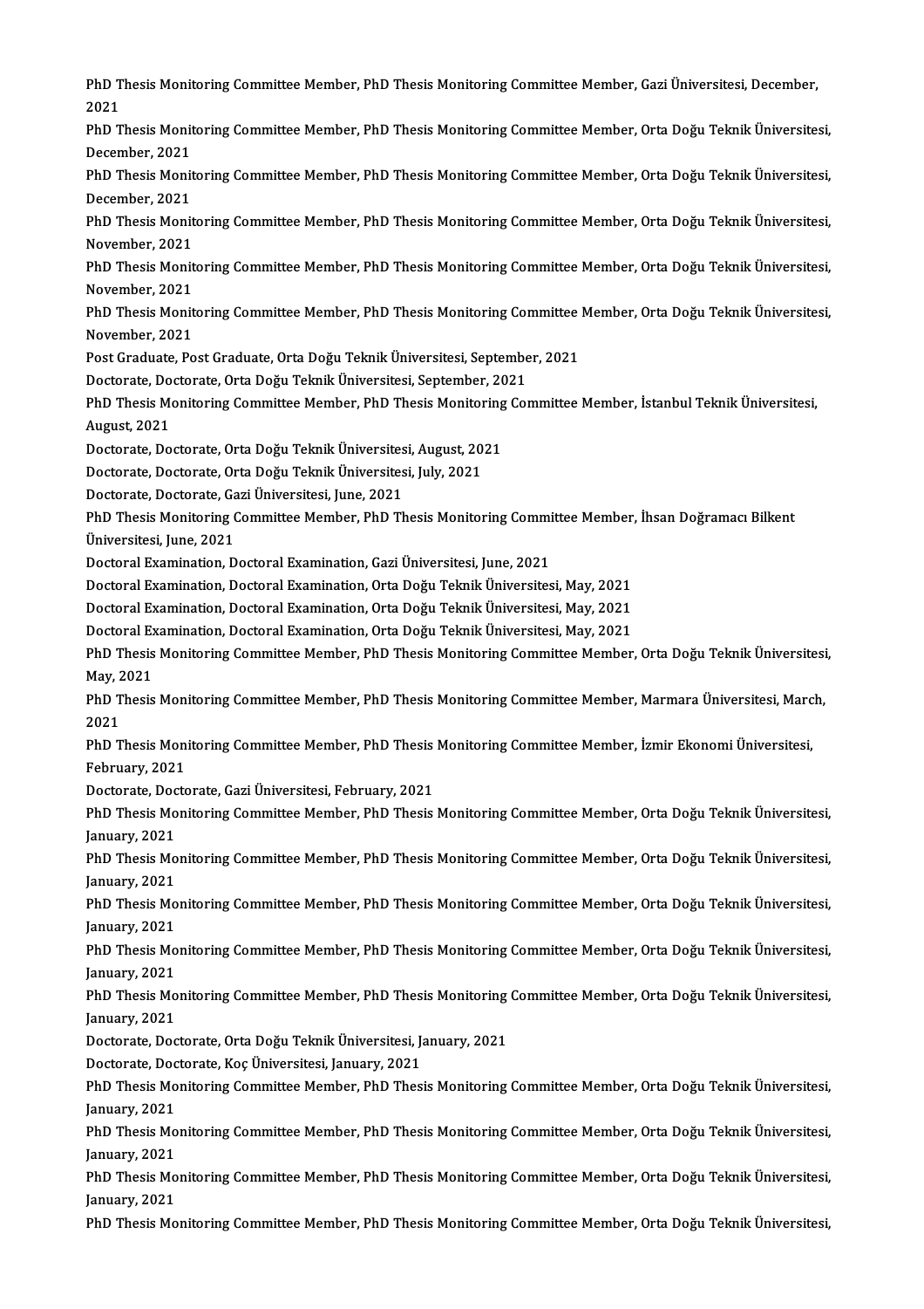PhD Thesis Monitoring Committee Member, PhD Thesis Monitoring Committee Member, Gazi Üniversitesi, December, 2021

PhD Thesis Monitoring Committee Member, PhD Thesis Monitoring Committee Member, Orta Doğu Teknik Üniversitesi, December, 2021

PhD Thesis Monitoring Committee Member, PhD Thesis Monitoring Committee Member, Orta Doğu Teknik Üniversitesi, December, 2021

PhD Thesis Monitoring Committee Member, PhD Thesis Monitoring Committee Member, Orta Doğu Teknik Üniversitesi, November, 2021

PhD Thesis Monitoring Committee Member, PhD Thesis Monitoring Committee Member, Orta Doğu Teknik Üniversitesi, November, 2021

PhD Thesis Monitoring Committee Member, PhD Thesis Monitoring Committee Member, Orta Doğu Teknik Üniversitesi, November, 2021

Post Graduate, Post Graduate, Orta Doğu Teknik Üniversitesi, September, 2021

Doctorate, Doctorate, Orta Doğu Teknik Üniversitesi, September, 2021

PhD Thesis Monitoring Committee Member, PhD Thesis Monitoring Committee Member, İstanbul Teknik Üniversitesi, August, 2021

Doctorate, Doctorate, Orta Doğu Teknik Üniversitesi, August, 2021

Doctorate, Doctorate, Orta Doğu Teknik Üniversitesi, July, 2021

Doctorate, Doctorate, Gazi Üniversitesi, June, 2021

PhD Thesis Monitoring Committee Member, PhD Thesis Monitoring Committee Member, İhsan Doğramacı Bilkent Üniversitesi, June, 2021

Doctoral Examination, Doctoral Examination, Gazi Üniversitesi, June, 2021

Doctoral Examination, Doctoral Examination, Orta Doğu Teknik Üniversitesi, May, 2021

Doctoral Examination, Doctoral Examination, Orta Doğu Teknik Üniversitesi, May, 2021

Doctoral Examination, Doctoral Examination, Orta Doğu Teknik Üniversitesi, May, 2021

PhD Thesis Monitoring Committee Member, PhD Thesis Monitoring Committee Member, Orta Doğu Teknik Üniversitesi, May, 2021

PhD Thesis Monitoring Committee Member, PhD Thesis Monitoring Committee Member, Marmara Üniversitesi, March, 2021

PhD Thesis Monitoring Committee Member, PhD Thesis Monitoring Committee Member, İzmir Ekonomi Üniversitesi, February, 2021

Doctorate, Doctorate, Gazi Üniversitesi, February, 2021

PhD Thesis Monitoring Committee Member, PhD Thesis Monitoring Committee Member, Orta Doğu Teknik Üniversitesi, January, 2021

PhD Thesis Monitoring Committee Member, PhD Thesis Monitoring Committee Member, Orta Doğu Teknik Üniversitesi, January, 2021

PhD Thesis Monitoring Committee Member, PhD Thesis Monitoring Committee Member, Orta Doğu Teknik Üniversitesi, January, 2021

PhD Thesis Monitoring Committee Member, PhD Thesis Monitoring Committee Member, Orta Doğu Teknik Üniversitesi, January, 2021

PhD Thesis Monitoring Committee Member, PhD Thesis Monitoring Committee Member, Orta Doğu Teknik Üniversitesi, January, 2021

Doctorate, Doctorate, Orta Doğu Teknik Üniversitesi, January, 2021

Doctorate, Doctorate, Koç Üniversitesi, January, 2021

PhD Thesis Monitoring Committee Member, PhD Thesis Monitoring Committee Member, Orta Doğu Teknik Üniversitesi, January, 2021

PhD Thesis Monitoring Committee Member, PhD Thesis Monitoring Committee Member, Orta Doğu Teknik Üniversitesi, January, 2021

PhD Thesis Monitoring Committee Member, PhD Thesis Monitoring Committee Member, Orta Doğu Teknik Üniversitesi, January, 2021

PhD Thesis Monitoring Committee Member, PhD Thesis Monitoring Committee Member, Orta Doğu Teknik Üniversitesi,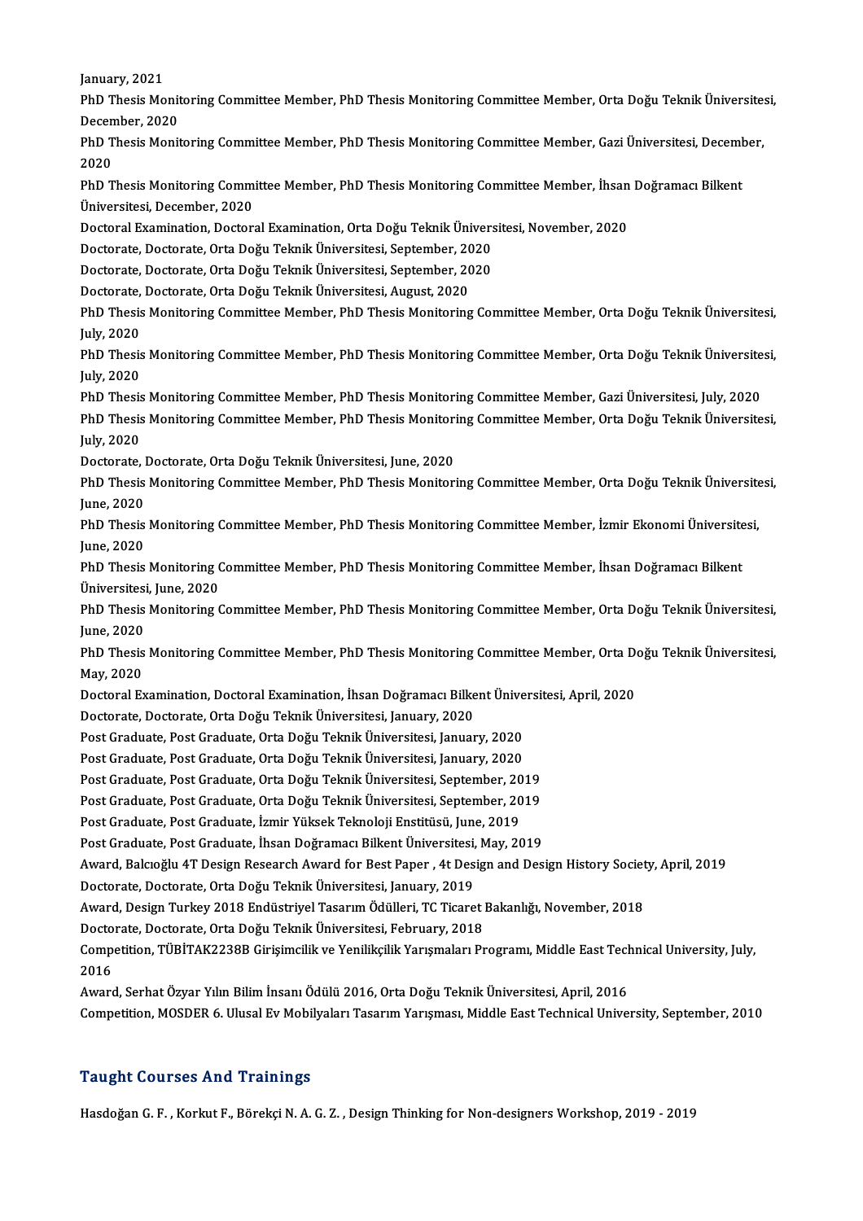January, 2021

PhD Thesis Monitoring Committee Member, PhD Thesis Monitoring Committee Member, Orta Doğu Teknik Üniversitesi, December, 2020

PhD Thesis Monitoring Committee Member, PhD Thesis Monitoring Committee Member, Gazi Üniversitesi, December, 2020

PhD Thesis Monitoring Committee Member, PhD Thesis Monitoring Committee Member, İhsan Doğramacı Bilkent Üniversitesi, December, 2020

Doctoral Examination, Doctoral Examination, Orta Doğu Teknik Üniversitesi, November, 2020

Doctorate, Doctorate, Orta Doğu Teknik Üniversitesi, September, 2020

Doctorate, Doctorate, Orta Doğu Teknik Üniversitesi, September, 2020

Doctorate, Doctorate, Orta Doğu Teknik Üniversitesi, August, 2020

PhD Thesis Monitoring Committee Member, PhD Thesis Monitoring Committee Member, Orta Doğu Teknik Üniversitesi, July, 2020

PhD Thesis Monitoring Committee Member, PhD Thesis Monitoring Committee Member, Orta Doğu Teknik Üniversitesi, July, 2020

PhD Thesis Monitoring Committee Member, PhD Thesis Monitoring Committee Member, Gazi Üniversitesi, July, 2020

PhD Thesis Monitoring Committee Member, PhD Thesis Monitoring Committee Member, Orta Doğu Teknik Üniversitesi, July, 2020

Doctorate, Doctorate, Orta Doğu Teknik Üniversitesi, June, 2020

PhD Thesis Monitoring Committee Member, PhD Thesis Monitoring Committee Member, Orta Doğu Teknik Üniversitesi, June, 2020

PhD Thesis Monitoring Committee Member, PhD Thesis Monitoring Committee Member, İzmir Ekonomi Üniversitesi, June, 2020

PhD Thesis Monitoring Committee Member, PhD Thesis Monitoring Committee Member, İhsan Doğramacı Bilkent Üniversitesi, June, 2020

PhD Thesis Monitoring Committee Member, PhD Thesis Monitoring Committee Member, Orta Doğu Teknik Üniversitesi, June, 2020

PhD Thesis Monitoring Committee Member, PhD Thesis Monitoring Committee Member, Orta Doğu Teknik Üniversitesi, May, 2020

Doctoral Examination, Doctoral Examination, İhsan Doğramacı Bilkent Üniversitesi, April, 2020

Doctorate, Doctorate, Orta Doğu Teknik Üniversitesi, January, 2020

Post Graduate, Post Graduate, Orta Doğu Teknik Üniversitesi, January, 2020

Post Graduate, Post Graduate, Orta Doğu Teknik Üniversitesi, January, 2020

Post Graduate, Post Graduate, Orta Doğu Teknik Üniversitesi, September, 2019

Post Graduate, Post Graduate, Orta Doğu Teknik Üniversitesi, September, 2019

Post Graduate, Post Graduate, İzmir Yüksek Teknoloji Enstitüsü, June, 2019

Post Graduate, Post Graduate, İhsan Doğramacı Bilkent Üniversitesi, May, 2019

Award, Balcıoğlu 4T Design Research Award for Best Paper , 4t Design and Design History Society, April, 2019

Doctorate, Doctorate, Orta Doğu Teknik Üniversitesi, January, 2019

Award, Design Turkey 2018 Endüstriyel Tasarım Ödülleri, TC Ticaret Bakanlığı, November, 2018

Doctorate, Doctorate, Orta Doğu Teknik Üniversitesi, February, 2018

Competition, TÜBİTAK2238B Girişimcilik ve Yenilikçilik Yarışmaları Programı, Middle East Technical University, July, 2016

Award, Serhat Özyar Yılın Bilim İnsanı Ödülü 2016, Orta Doğu Teknik Üniversitesi, April, 2016

Competition, MOSDER 6. Ulusal Ev Mobilyaları Tasarım Yarışması, Middle East Technical University, September, 2010

## Taught Courses And Trainings

Hasdoğan G. F. , Korkut F., Börekçi N. A. G. Z. , Design Thinking for Non-designers Workshop, 2019 - 2019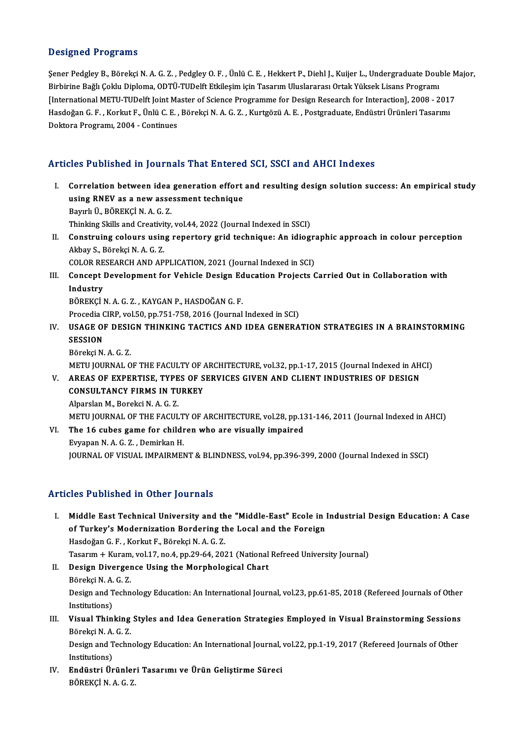## Designed Programs

Şener Pedgley B., Börekçi N. A. G. Z. , Pedgley O. F. , Ünlü C. E. , Hekkert P., Diehl J., Kuijer L., Undergraduate Double Major, Birbirine Bağlı Çoklu Diploma, ODTÜ-TUDelft Etkileşim için Tasarım Uluslararası Ortak Yüksek Lisans Programı [International METU-TUDelft Joint Master of Science Programme for Design Research for Interaction], 2008 - 2017

Hasdoğan G. F. , Korkut F., Ünlü C. E. , Börekçi N. A. G. Z. , Kurtgözü A. E. , Postgraduate, Endüstri Ürünleri Tasarımı Doktora Programı, 2004 - Continues

## Articles Published in Journals That Entered SCI, SSCI and AHCI Indexes

I. **Correlation between idea generation effort and resulting design solution success: An empirical study using RNEV as a new assessment technique**
Bayırlı Ü., BÖREKÇİ N. A. G. Z.
Thinking Skills and Creativity, vol.44, 2022 (Journal Indexed in SSCI)

II. **Construing colours using repertory grid technique: An idiographic approach in colour perception**
Akbay S., Börekçi N. A. G. Z.
COLOR RESEARCH AND APPLICATION, 2021 (Journal Indexed in SCI)

III. **Concept Development for Vehicle Design Education Projects Carried Out in Collaboration with Industry**
BÖREKÇİ N. A. G. Z. , KAYGAN P., HASDOĞAN G. F.
Procedia CIRP, vol.50, pp.751-758, 2016 (Journal Indexed in SCI)

IV. **USAGE OF DESIGN THINKING TACTICS AND IDEA GENERATION STRATEGIES IN A BRAINSTORMING SESSION**
Börekçi N. A. G. Z.
METU JOURNAL OF THE FACULTY OF ARCHITECTURE, vol.32, pp.1-17, 2015 (Journal Indexed in AHCI)

V. **AREAS OF EXPERTISE, TYPES OF SERVICES GIVEN AND CLIENT INDUSTRIES OF DESIGN CONSULTANCY FIRMS IN TURKEY**
Alparslan M., Borekci N. A. G. Z.
METU JOURNAL OF THE FACULTY OF ARCHITECTURE, vol.28, pp.131-146, 2011 (Journal Indexed in AHCI)

VI. **The 16 cubes game for children who are visually impaired**
Evyapan N. A. G. Z. , Demirkan H.
JOURNAL OF VISUAL IMPAIRMENT & BLINDNESS, vol.94, pp.396-399, 2000 (Journal Indexed in SSCI)

## Articles Published in Other Journals

I. **Middle East Technical University and the "Middle-East" Ecole in Industrial Design Education: A Case of Turkey's Modernization Bordering the Local and the Foreign**
Hasdoğan G. F. , Korkut F., Börekçi N. A. G. Z.
Tasarım + Kuram, vol.17, no.4, pp.29-64, 2021 (National Refreed University Journal)

II. **Design Divergence Using the Morphological Chart**
Börekçi N. A. G. Z.
Design and Technology Education: An International Journal, vol.23, pp.61-85, 2018 (Refereed Journals of Other Institutions)

III. **Visual Thinking Styles and Idea Generation Strategies Employed in Visual Brainstorming Sessions**
Börekçi N. A. G. Z.
Design and Technology Education: An International Journal, vol.22, pp.1-19, 2017 (Refereed Journals of Other Institutions)

IV. **Endüstri Ürünleri Tasarımı ve Ürün Geliştirme Süreci**
BÖREKÇİ N. A. G. Z.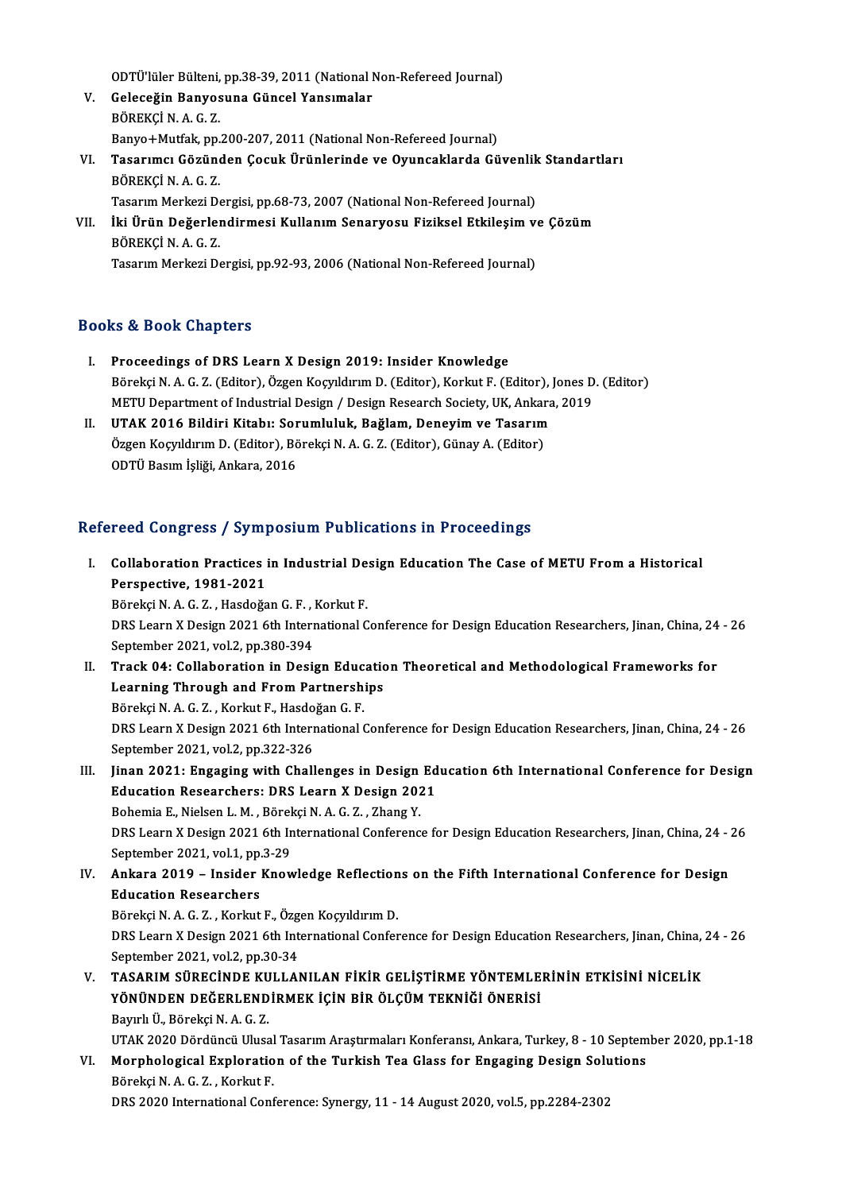ODTÜ'lüler Bülteni, pp.38-39, 2011 (National Non-Refereed Journal)

V. **Geleceğin Banyosuna Güncel Yansımalar**
   BÖREKÇİ N. A. G. Z.
   Banyo+Mutfak, pp.200-207, 2011 (National Non-Refereed Journal)

VI. **Tasarımcı Gözünden Çocuk Ürünlerinde ve Oyuncaklarda Güvenlik Standartları**
   BÖREKÇİ N. A. G. Z.
   Tasarım Merkezi Dergisi, pp.68-73, 2007 (National Non-Refereed Journal)

VII. **İki Ürün Değerlendirmesi Kullanım Senaryosu Fiziksel Etkileşim ve Çözüm**
   BÖREKÇİ N. A. G. Z.
   Tasarım Merkezi Dergisi, pp.92-93, 2006 (National Non-Refereed Journal)

## Books & Book Chapters

I. **Proceedings of DRS Learn X Design 2019: Insider Knowledge**
   Börekçi N. A. G. Z. (Editor), Özgen Koçyıldırım D. (Editor), Korkut F. (Editor), Jones D. (Editor)
   METU Department of Industrial Design / Design Research Society, UK, Ankara, 2019

II. **UTAK 2016 Bildiri Kitabı: Sorumluluk, Bağlam, Deneyim ve Tasarım**
   Özgen Koçyıldırım D. (Editor), Börekçi N. A. G. Z. (Editor), Günay A. (Editor)
   ODTÜ Basım İşliği, Ankara, 2016

## Refereed Congress / Symposium Publications in Proceedings

I. **Collaboration Practices in Industrial Design Education The Case of METU From a Historical Perspective, 1981-2021**
   Börekçi N. A. G. Z. , Hasdoğan G. F. , Korkut F.
   DRS Learn X Design 2021 6th International Conference for Design Education Researchers, Jinan, China, 24 - 26 September 2021, vol.2, pp.380-394

II. **Track 04: Collaboration in Design Education Theoretical and Methodological Frameworks for Learning Through and From Partnerships**
   Börekçi N. A. G. Z. , Korkut F., Hasdoğan G. F.
   DRS Learn X Design 2021 6th International Conference for Design Education Researchers, Jinan, China, 24 - 26 September 2021, vol.2, pp.322-326

III. **Jinan 2021: Engaging with Challenges in Design Education 6th International Conference for Design Education Researchers: DRS Learn X Design 2021**
   Bohemia E., Nielsen L. M. , Börekçi N. A. G. Z. , Zhang Y.
   DRS Learn X Design 2021 6th International Conference for Design Education Researchers, Jinan, China, 24 - 26 September 2021, vol.1, pp.3-29

IV. **Ankara 2019 – Insider Knowledge Reflections on the Fifth International Conference for Design Education Researchers**
   Börekçi N. A. G. Z. , Korkut F., Özgen Koçyıldırım D.
   DRS Learn X Design 2021 6th International Conference for Design Education Researchers, Jinan, China, 24 - 26 September 2021, vol.2, pp.30-34

V. **TASARIM SÜRECİNDE KULLANILAN FİKİR GELİŞTİRME YÖNTEMLERİNİN ETKİSİNİ NİCELİK YÖNÜNDEN DEĞERLENDİRMEK İÇİN BİR ÖLÇÜM TEKNİĞİ ÖNERİSİ**
   Bayırlı Ü., Börekçi N. A. G. Z.
   UTAK 2020 Dördüncü Ulusal Tasarım Araştırmaları Konferansı, Ankara, Turkey, 8 - 10 September 2020, pp.1-18

VI. **Morphological Exploration of the Turkish Tea Glass for Engaging Design Solutions**
   Börekçi N. A. G. Z. , Korkut F.
   DRS 2020 International Conference: Synergy, 11 - 14 August 2020, vol.5, pp.2284-2302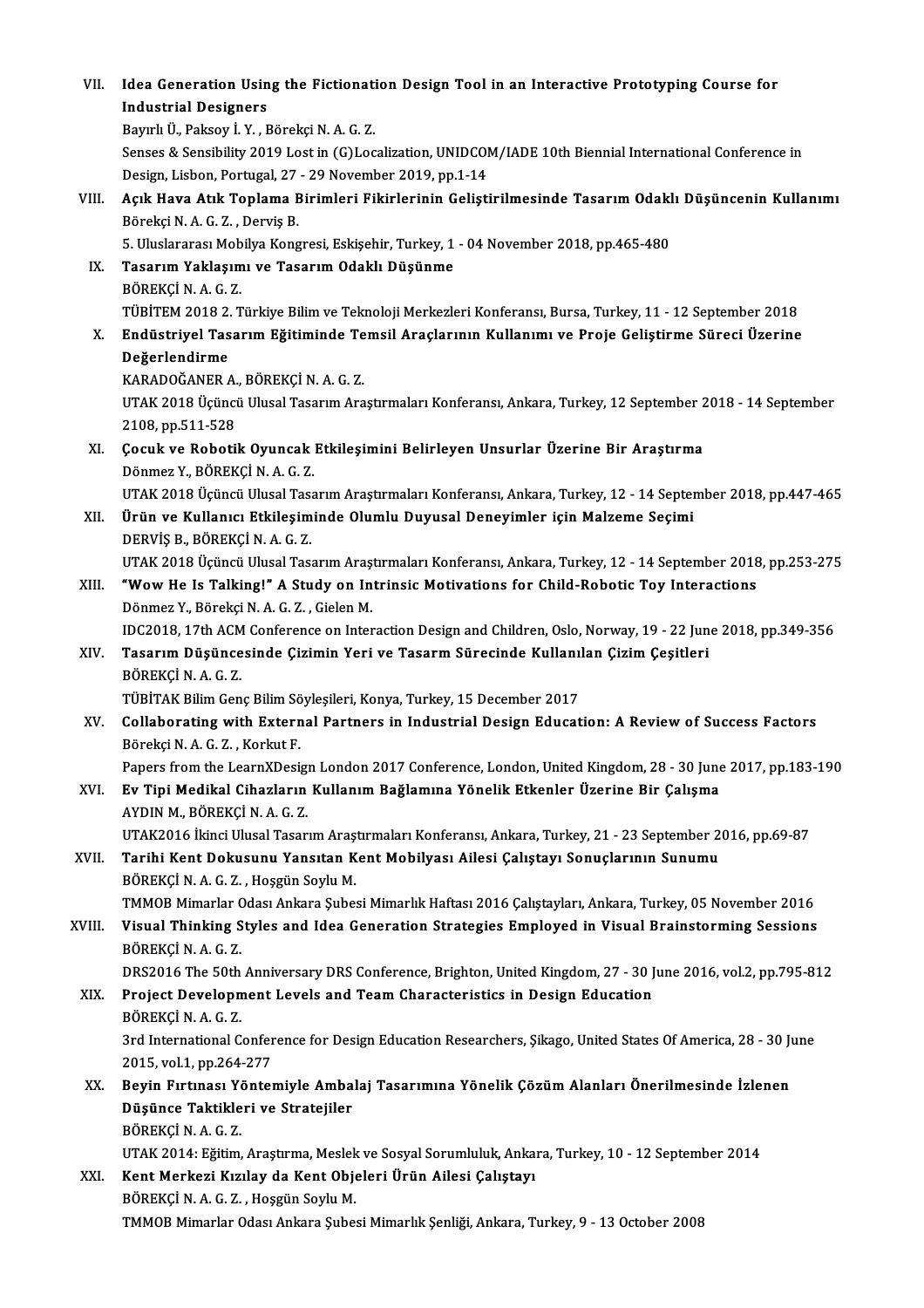VII. **Idea Generation Using the Fictionation Design Tool in an Interactive Prototyping Course for Industrial Designers**
Bayırlı Ü., Paksoy İ. Y. , Börekçi N. A. G. Z.
Senses & Sensibility 2019 Lost in (G)Localization, UNIDCOM/IADE 10th Biennial International Conference in Design, Lisbon, Portugal, 27 - 29 November 2019, pp.1-14

VIII. **Açık Hava Atık Toplama Birimleri Fikirlerinin Geliştirilmesinde Tasarım Odaklı Düşüncenin Kullanımı**
Börekçi N. A. G. Z. , Derviş B.
5. Uluslararası Mobilya Kongresi, Eskişehir, Turkey, 1 - 04 November 2018, pp.465-480

IX. **Tasarım Yaklaşımı ve Tasarım Odaklı Düşünme**
BÖREKÇİ N. A. G. Z.
TÜBİTEM 2018 2. Türkiye Bilim ve Teknoloji Merkezleri Konferansı, Bursa, Turkey, 11 - 12 September 2018

X. **Endüstriyel Tasarım Eğitiminde Temsil Araçlarının Kullanımı ve Proje Geliştirme Süreci Üzerine Değerlendirme**
KARADOĞANER A., BÖREKÇİ N. A. G. Z.
UTAK 2018 Üçüncü Ulusal Tasarım Araştırmaları Konferansı, Ankara, Turkey, 12 September 2018 - 14 September 2108, pp.511-528

XI. **Çocuk ve Robotik Oyuncak Etkileşimini Belirleyen Unsurlar Üzerine Bir Araştırma**
Dönmez Y., BÖREKÇİ N. A. G. Z.
UTAK 2018 Üçüncü Ulusal Tasarım Araştırmaları Konferansı, Ankara, Turkey, 12 - 14 September 2018, pp.447-465

XII. **Ürün ve Kullanıcı Etkileşiminde Olumlu Duyusal Deneyimler için Malzeme Seçimi**
DERVİŞ B., BÖREKÇİ N. A. G. Z.
UTAK 2018 Üçüncü Ulusal Tasarım Araştırmaları Konferansı, Ankara, Turkey, 12 - 14 September 2018, pp.253-275

XIII. **"Wow He Is Talking!" A Study on Intrinsic Motivations for Child-Robotic Toy Interactions**
Dönmez Y., Börekçi N. A. G. Z. , Gielen M.
IDC2018, 17th ACM Conference on Interaction Design and Children, Oslo, Norway, 19 - 22 June 2018, pp.349-356

XIV. **Tasarım Düşüncesinde Çizimin Yeri ve Tasarm Sürecinde Kullanılan Çizim Çeşitleri**
BÖREKÇİ N. A. G. Z.
TÜBİTAK Bilim Genç Bilim Söyleşileri, Konya, Turkey, 15 December 2017

XV. **Collaborating with External Partners in Industrial Design Education: A Review of Success Factors**
Börekçi N. A. G. Z. , Korkut F.
Papers from the LearnXDesign London 2017 Conference, London, United Kingdom, 28 - 30 June 2017, pp.183-190

XVI. **Ev Tipi Medikal Cihazların Kullanım Bağlamına Yönelik Etkenler Üzerine Bir Çalışma**
AYDIN M., BÖREKÇİ N. A. G. Z.
UTAK2016 İkinci Ulusal Tasarım Araştırmaları Konferansı, Ankara, Turkey, 21 - 23 September 2016, pp.69-87

XVII. **Tarihi Kent Dokusunu Yansıtan Kent Mobilyası Ailesi Çalıştayı Sonuçlarının Sunumu**
BÖREKÇİ N. A. G. Z. , Hoşgün Soylu M.
TMMOB Mimarlar Odası Ankara Şubesi Mimarlık Haftası 2016 Çalıştayları, Ankara, Turkey, 05 November 2016

XVIII. **Visual Thinking Styles and Idea Generation Strategies Employed in Visual Brainstorming Sessions**
BÖREKÇİ N. A. G. Z.
DRS2016 The 50th Anniversary DRS Conference, Brighton, United Kingdom, 27 - 30 June 2016, vol.2, pp.795-812

XIX. **Project Development Levels and Team Characteristics in Design Education**
BÖREKÇİ N. A. G. Z.
3rd International Conference for Design Education Researchers, Şikago, United States Of America, 28 - 30 June 2015, vol.1, pp.264-277

XX. **Beyin Fırtınası Yöntemiyle Ambalaj Tasarımına Yönelik Çözüm Alanları Önerilmesinde İzlenen Düşünce Taktikleri ve Stratejiler**
BÖREKÇİ N. A. G. Z.
UTAK 2014: Eğitim, Araştırma, Meslek ve Sosyal Sorumluluk, Ankara, Turkey, 10 - 12 September 2014

XXI. **Kent Merkezi Kızılay da Kent Objeleri Ürün Ailesi Çalıştayı**
BÖREKÇİ N. A. G. Z. , Hoşgün Soylu M.
TMMOB Mimarlar Odası Ankara Şubesi Mimarlık Şenliği, Ankara, Turkey, 9 - 13 October 2008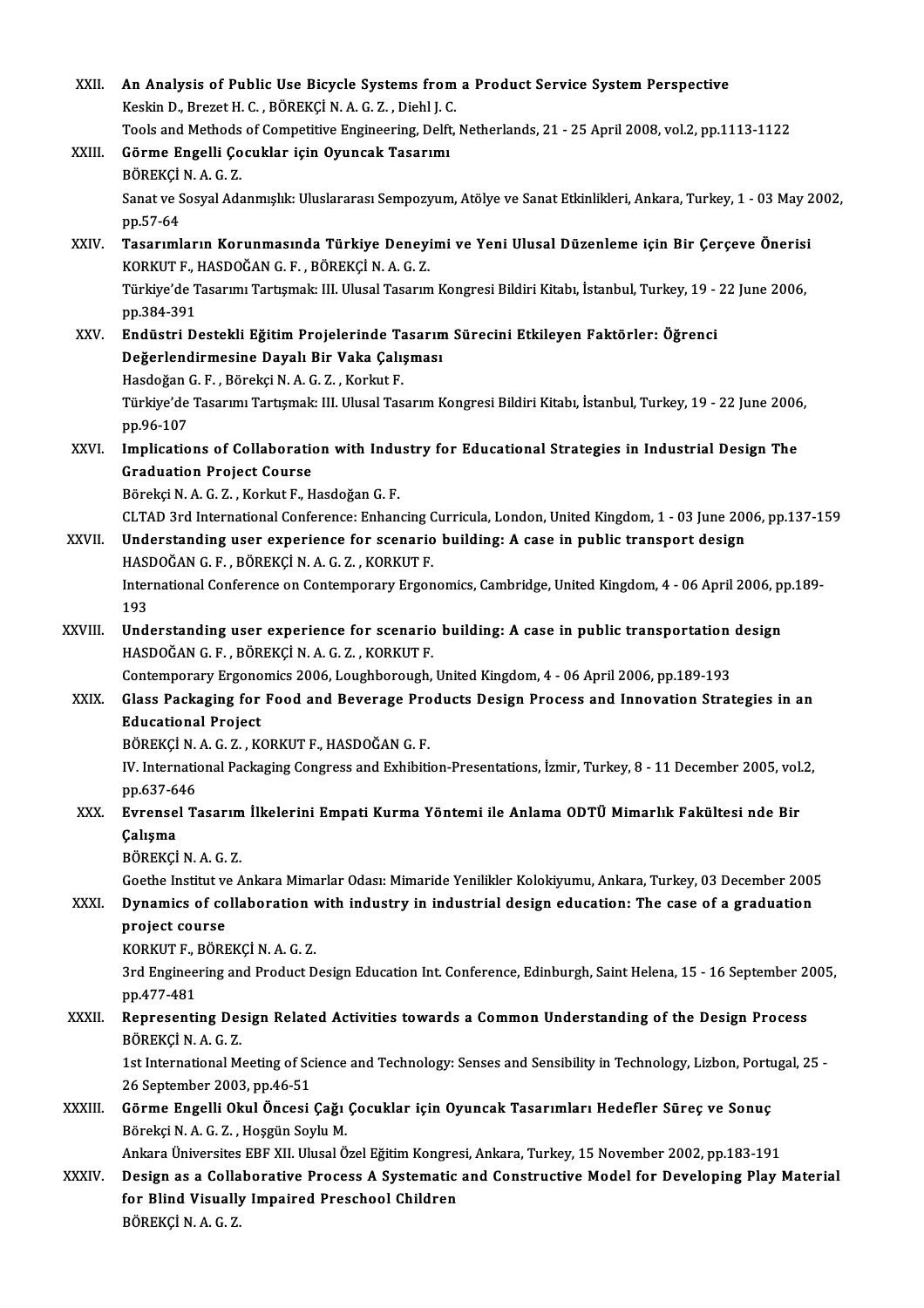XXII. **An Analysis of Public Use Bicycle Systems from a Product Service System Perspective**
Keskin D., Brezet H. C. , BÖREKÇİ N. A. G. Z. , Diehl J. C.
Tools and Methods of Competitive Engineering, Delft, Netherlands, 21 - 25 April 2008, vol.2, pp.1113-1122

XXIII. **Görme Engelli Çocuklar için Oyuncak Tasarımı**
BÖREKÇİ N. A. G. Z.
Sanat ve Sosyal Adanmışlık: Uluslararası Sempozyum, Atölye ve Sanat Etkinlikleri, Ankara, Turkey, 1 - 03 May 2002, pp.57-64

XXIV. **Tasarımların Korunmasında Türkiye Deneyimi ve Yeni Ulusal Düzenleme için Bir Çerçeve Önerisi**
KORKUT F., HASDOĞAN G. F. , BÖREKÇİ N. A. G. Z.
Türkiye'de Tasarımı Tartışmak: III. Ulusal Tasarım Kongresi Bildiri Kitabı, İstanbul, Turkey, 19 - 22 June 2006, pp.384-391

XXV. **Endüstri Destekli Eğitim Projelerinde Tasarım Sürecini Etkileyen Faktörler: Öğrenci Değerlendirmesine Dayalı Bir Vaka Çalışması**
Hasdoğan G. F. , Börekçi N. A. G. Z. , Korkut F.
Türkiye'de Tasarımı Tartışmak: III. Ulusal Tasarım Kongresi Bildiri Kitabı, İstanbul, Turkey, 19 - 22 June 2006, pp.96-107

XXVI. **Implications of Collaboration with Industry for Educational Strategies in Industrial Design The Graduation Project Course**
Börekçi N. A. G. Z. , Korkut F., Hasdoğan G. F.
CLTAD 3rd International Conference: Enhancing Curricula, London, United Kingdom, 1 - 03 June 2006, pp.137-159

XXVII. **Understanding user experience for scenario building: A case in public transport design**
HASDOĞAN G. F. , BÖREKÇİ N. A. G. Z. , KORKUT F.
International Conference on Contemporary Ergonomics, Cambridge, United Kingdom, 4 - 06 April 2006, pp.189-193

XXVIII. **Understanding user experience for scenario building: A case in public transportation design**
HASDOĞAN G. F. , BÖREKÇİ N. A. G. Z. , KORKUT F.
Contemporary Ergonomics 2006, Loughborough, United Kingdom, 4 - 06 April 2006, pp.189-193

XXIX. **Glass Packaging for Food and Beverage Products Design Process and Innovation Strategies in an Educational Project**
BÖREKÇİ N. A. G. Z. , KORKUT F., HASDOĞAN G. F.
IV. International Packaging Congress and Exhibition-Presentations, İzmir, Turkey, 8 - 11 December 2005, vol.2, pp.637-646

XXX. **Evrensel Tasarım İlkelerini Empati Kurma Yöntemi ile Anlama ODTÜ Mimarlık Fakültesi nde Bir Çalışma**
BÖREKÇİ N. A. G. Z.
Goethe Institut ve Ankara Mimarlar Odası: Mimaride Yenilikler Kolokiyumu, Ankara, Turkey, 03 December 2005

XXXI. **Dynamics of collaboration with industry in industrial design education: The case of a graduation project course**
KORKUT F., BÖREKÇİ N. A. G. Z.
3rd Engineering and Product Design Education Int. Conference, Edinburgh, Saint Helena, 15 - 16 September 2005, pp.477-481

XXXII. **Representing Design Related Activities towards a Common Understanding of the Design Process**
BÖREKÇİ N. A. G. Z.
1st International Meeting of Science and Technology: Senses and Sensibility in Technology, Lizbon, Portugal, 25 - 26 September 2003, pp.46-51

XXXIII. **Görme Engelli Okul Öncesi Çağı Çocuklar için Oyuncak Tasarımları Hedefler Süreç ve Sonuç**
Börekçi N. A. G. Z. , Hoşgün Soylu M.
Ankara Üniversites EBF XII. Ulusal Özel Eğitim Kongresi, Ankara, Turkey, 15 November 2002, pp.183-191

XXXIV. **Design as a Collaborative Process A Systematic and Constructive Model for Developing Play Material for Blind Visually Impaired Preschool Children**
BÖREKÇİ N. A. G. Z.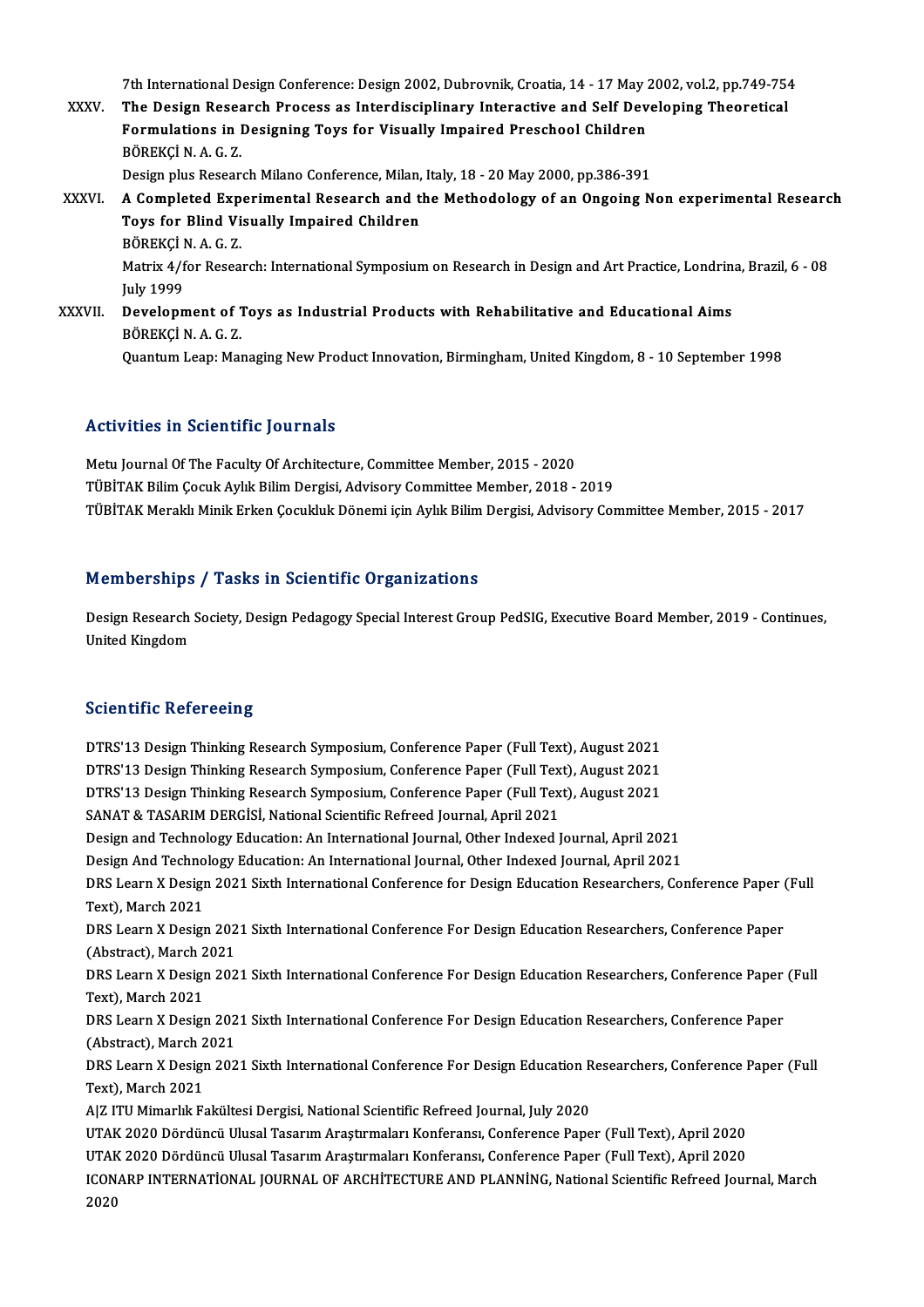7th International Design Conference: Design 2002, Dubrovnik, Croatia, 14 - 17 May 2002, vol.2, pp.749-754

XXXV. **The Design Research Process as Interdisciplinary Interactive and Self Developing Theoretical Formulations in Designing Toys for Visually Impaired Preschool Children**
BÖREKÇİ N. A. G. Z.
Design plus Research Milano Conference, Milan, Italy, 18 - 20 May 2000, pp.386-391

XXXVI. **A Completed Experimental Research and the Methodology of an Ongoing Non experimental Research Toys for Blind Visually Impaired Children**
BÖREKÇİ N. A. G. Z.
Matrix 4/for Research: International Symposium on Research in Design and Art Practice, Londrina, Brazil, 6 - 08 July 1999

XXXVII. **Development of Toys as Industrial Products with Rehabilitative and Educational Aims**
BÖREKÇİ N. A. G. Z.
Quantum Leap: Managing New Product Innovation, Birmingham, United Kingdom, 8 - 10 September 1998

## Activities in Scientific Journals

Metu Journal Of The Faculty Of Architecture, Committee Member, 2015 - 2020
TÜBİTAK Bilim Çocuk Aylık Bilim Dergisi, Advisory Committee Member, 2018 - 2019
TÜBİTAK Meraklı Minik Erken Çocukluk Dönemi için Aylık Bilim Dergisi, Advisory Committee Member, 2015 - 2017

## Memberships / Tasks in Scientific Organizations

Design Research Society, Design Pedagogy Special Interest Group PedSIG, Executive Board Member, 2019 - Continues, United Kingdom

## Scientific Refereeing

DTRS'13 Design Thinking Research Symposium, Conference Paper (Full Text), August 2021
DTRS'13 Design Thinking Research Symposium, Conference Paper (Full Text), August 2021
DTRS'13 Design Thinking Research Symposium, Conference Paper (Full Text), August 2021
SANAT & TASARIM DERGİSİ, National Scientific Refreed Journal, April 2021
Design and Technology Education: An International Journal, Other Indexed Journal, April 2021
Design And Technology Education: An International Journal, Other Indexed Journal, April 2021
DRS Learn X Design 2021 Sixth International Conference for Design Education Researchers, Conference Paper (Full Text), March 2021
DRS Learn X Design 2021 Sixth International Conference For Design Education Researchers, Conference Paper (Abstract), March 2021
DRS Learn X Design 2021 Sixth International Conference For Design Education Researchers, Conference Paper (Full Text), March 2021
DRS Learn X Design 2021 Sixth International Conference For Design Education Researchers, Conference Paper (Abstract), March 2021
DRS Learn X Design 2021 Sixth International Conference For Design Education Researchers, Conference Paper (Full Text), March 2021
A|Z ITU Mimarlık Fakültesi Dergisi, National Scientific Refreed Journal, July 2020
UTAK 2020 Dördüncü Ulusal Tasarım Araştırmaları Konferansı, Conference Paper (Full Text), April 2020
UTAK 2020 Dördüncü Ulusal Tasarım Araştırmaları Konferansı, Conference Paper (Full Text), April 2020
ICONARP INTERNATİONAL JOURNAL OF ARCHİTECTURE AND PLANNİNG, National Scientific Refreed Journal, March 2020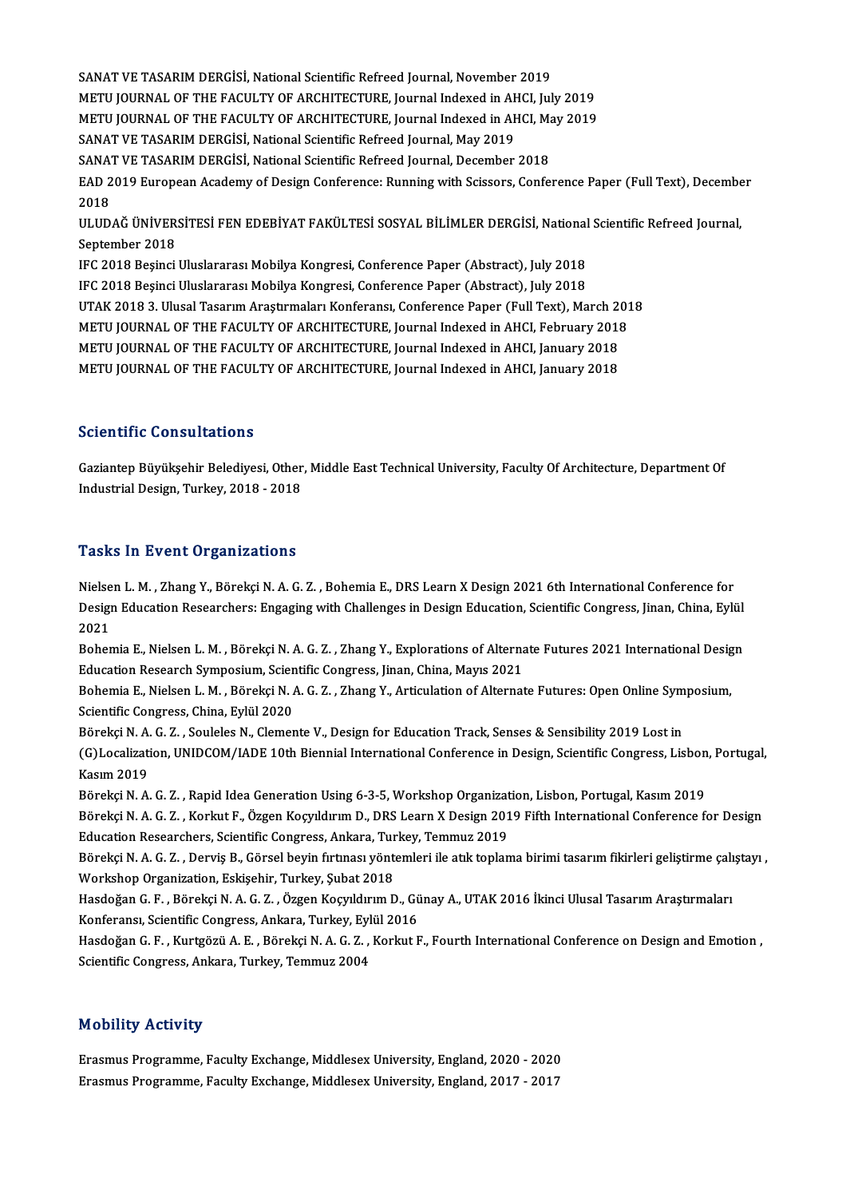SANAT VE TASARIM DERGİSİ, National Scientific Refreed Journal, November 2019
METU JOURNAL OF THE FACULTY OF ARCHITECTURE, Journal Indexed in AHCI, July 2019
METU JOURNAL OF THE FACULTY OF ARCHITECTURE, Journal Indexed in AHCI, May 2019
SANAT VE TASARIM DERGİSİ, National Scientific Refreed Journal, May 2019
SANAT VE TASARIM DERGİSİ, National Scientific Refreed Journal, December 2018
EAD 2019 European Academy of Design Conference: Running with Scissors, Conference Paper (Full Text), December 2018
ULUDAĞ ÜNİVERSİTESİ FEN EDEBİYAT FAKÜLTESİ SOSYAL BİLİMLER DERGİSİ, National Scientific Refreed Journal, September 2018
IFC 2018 Beşinci Uluslararası Mobilya Kongresi, Conference Paper (Abstract), July 2018
IFC 2018 Beşinci Uluslararası Mobilya Kongresi, Conference Paper (Abstract), July 2018
UTAK 2018 3. Ulusal Tasarım Araştırmaları Konferansı, Conference Paper (Full Text), March 2018
METU JOURNAL OF THE FACULTY OF ARCHITECTURE, Journal Indexed in AHCI, February 2018
METU JOURNAL OF THE FACULTY OF ARCHITECTURE, Journal Indexed in AHCI, January 2018
METU JOURNAL OF THE FACULTY OF ARCHITECTURE, Journal Indexed in AHCI, January 2018

## Scientific Consultations

Gaziantep Büyükşehir Belediyesi, Other, Middle East Technical University, Faculty Of Architecture, Department Of Industrial Design, Turkey, 2018 - 2018

## Tasks In Event Organizations

Nielsen L. M. , Zhang Y., Börekçi N. A. G. Z. , Bohemia E., DRS Learn X Design 2021 6th International Conference for Design Education Researchers: Engaging with Challenges in Design Education, Scientific Congress, Jinan, China, Eylül 2021
Bohemia E., Nielsen L. M. , Börekçi N. A. G. Z. , Zhang Y., Explorations of Alternate Futures 2021 International Design Education Research Symposium, Scientific Congress, Jinan, China, Mayıs 2021
Bohemia E., Nielsen L. M. , Börekçi N. A. G. Z. , Zhang Y., Articulation of Alternate Futures: Open Online Symposium, Scientific Congress, China, Eylül 2020
Börekçi N. A. G. Z. , Souleles N., Clemente V., Design for Education Track, Senses & Sensibility 2019 Lost in (G)Localization, UNIDCOM/IADE 10th Biennial International Conference in Design, Scientific Congress, Lisbon, Portugal, Kasım 2019
Börekçi N. A. G. Z. , Rapid Idea Generation Using 6-3-5, Workshop Organization, Lisbon, Portugal, Kasım 2019
Börekçi N. A. G. Z. , Korkut F., Özgen Koçyıldırım D., DRS Learn X Design 2019 Fifth International Conference for Design Education Researchers, Scientific Congress, Ankara, Turkey, Temmuz 2019
Börekçi N. A. G. Z. , Derviş B., Görsel beyin fırtınası yöntemleri ile atık toplama birimi tasarım fikirleri geliştirme çalıştayı , Workshop Organization, Eskişehir, Turkey, Şubat 2018
Hasdoğan G. F. , Börekçi N. A. G. Z. , Özgen Koçyıldırım D., Günay A., UTAK 2016 İkinci Ulusal Tasarım Araştırmaları Konferansı, Scientific Congress, Ankara, Turkey, Eylül 2016
Hasdoğan G. F. , Kurtgözü A. E. , Börekçi N. A. G. Z. , Korkut F., Fourth International Conference on Design and Emotion , Scientific Congress, Ankara, Turkey, Temmuz 2004

## Mobility Activity

Erasmus Programme, Faculty Exchange, Middlesex University, England, 2020 - 2020
Erasmus Programme, Faculty Exchange, Middlesex University, England, 2017 - 2017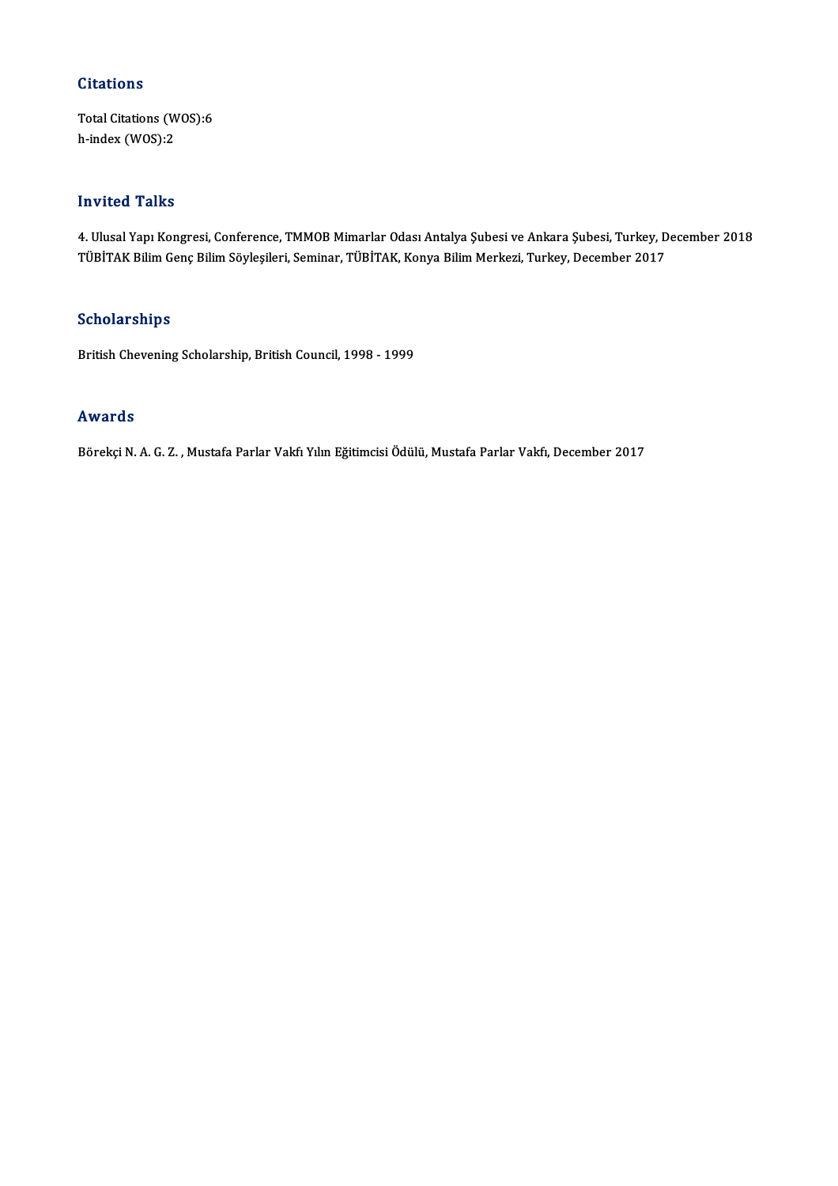## Citations

Total Citations (WOS):6
h-index (WOS):2

## Invited Talks

4. Ulusal Yapı Kongresi, Conference, TMMOB Mimarlar Odası Antalya Şubesi ve Ankara Şubesi, Turkey, December 2018
TÜBİTAK Bilim Genç Bilim Söyleşileri, Seminar, TÜBİTAK, Konya Bilim Merkezi, Turkey, December 2017

## Scholarships

British Chevening Scholarship, British Council, 1998 - 1999

## Awards

Börekçi N. A. G. Z. , Mustafa Parlar Vakfı Yılın Eğitimcisi Ödülü, Mustafa Parlar Vakfı, December 2017